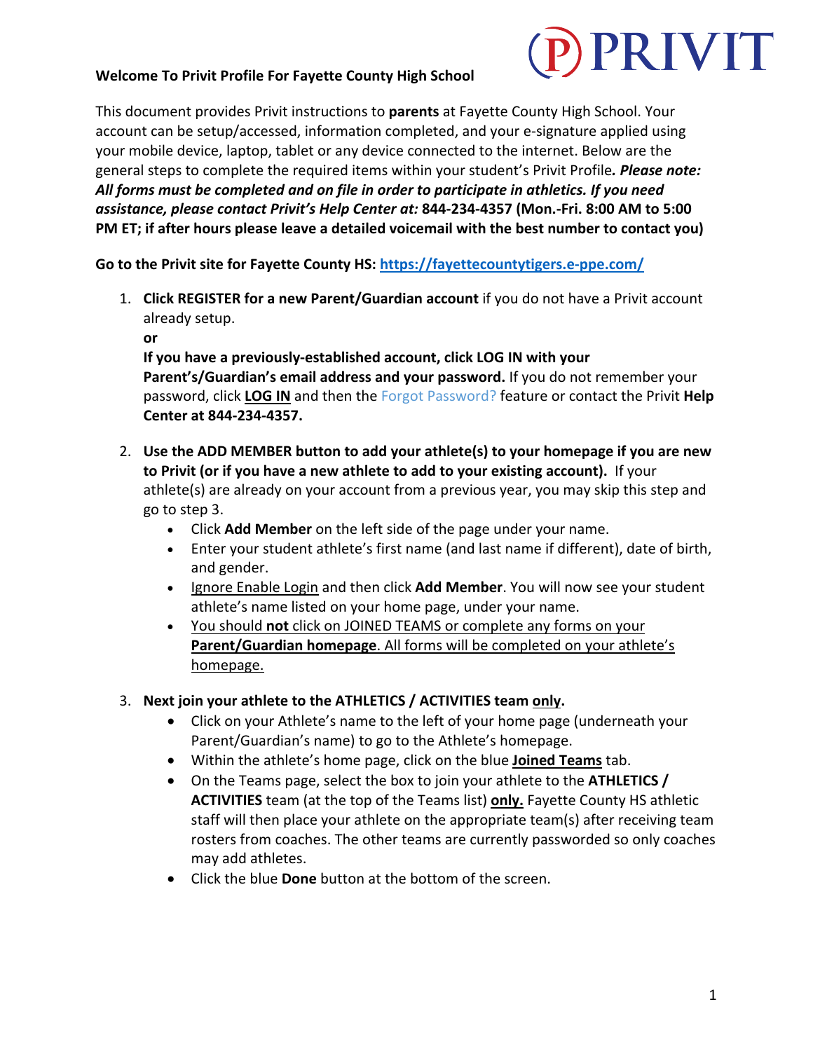**Welcome To Privit Profile For Fayette County High School**

This document provides Privit instructions to **parents** at Fayette County High School. Your account can be setup/accessed, information completed, and your e-signature applied using your mobile device, laptop, tablet or any device connected to the internet. Below are the general steps to complete the required items within your student's Privit Profile***. Please note: All forms must be completed and on file in order to participate in athletics. If you need assistance, please contact Privit's Help Center at:*** **844-234-4357 (Mon.-Fri. 8:00 AM to 5:00 PM ET; if after hours please leave a detailed voicemail with the best number to contact you)**

**Go to the Privit site for Fayette County HS: [https://fayettecountytigers.e-ppe.com/](https://fayettecountytigers.e-ppe.com/)**

1. **Click REGISTER for a new Parent/Guardian account** if you do not have a Privit account already setup.
   **or**
   **If you have a previously-established account, click LOG IN with your Parent's/Guardian's email address and your password.** If you do not remember your password, click **LOG IN** and then the Forgot Password? feature or contact the Privit **Help Center at 844-234-4357.**

2. **Use the ADD MEMBER button to add your athlete(s) to your homepage if you are new to Privit (or if you have a new athlete to add to your existing account).** If your athlete(s) are already on your account from a previous year, you may skip this step and go to step 3.
   - Click **Add Member** on the left side of the page under your name.
   - Enter your student athlete's first name (and last name if different), date of birth, and gender.
   - Ignore Enable Login and then click **Add Member**. You will now see your student athlete's name listed on your home page, under your name.
   - You should **not** click on JOINED TEAMS or complete any forms on your **Parent/Guardian homepage**. All forms will be completed on your athlete's homepage.

3. **Next join your athlete to the ATHLETICS / ACTIVITIES team only.**
   - Click on your Athlete's name to the left of your home page (underneath your Parent/Guardian's name) to go to the Athlete's homepage.
   - Within the athlete's home page, click on the blue **Joined Teams** tab.
   - On the Teams page, select the box to join your athlete to the **ATHLETICS / ACTIVITIES** team (at the top of the Teams list) **only.** Fayette County HS athletic staff will then place your athlete on the appropriate team(s) after receiving team rosters from coaches. The other teams are currently passworded so only coaches may add athletes.
   - Click the blue **Done** button at the bottom of the screen.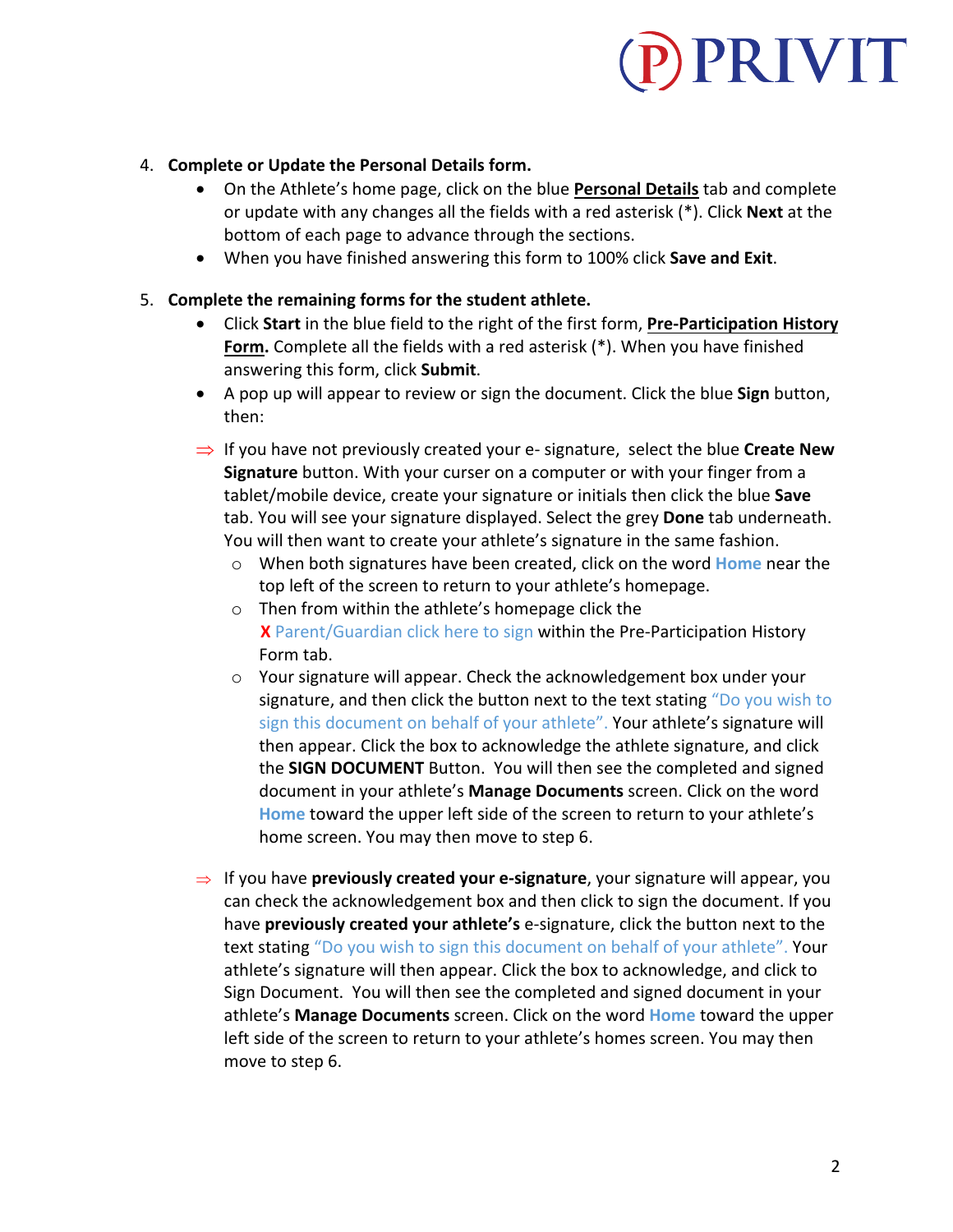4. **Complete or Update the Personal Details form.**
   - On the Athlete's home page, click on the blue **Personal Details** tab and complete or update with any changes all the fields with a red asterisk (*). Click **Next** at the bottom of each page to advance through the sections.
   - When you have finished answering this form to 100% click **Save and Exit**.

5. **Complete the remaining forms for the student athlete.**
   - Click **Start** in the blue field to the right of the first form, **Pre-Participation History Form.** Complete all the fields with a red asterisk (*). When you have finished answering this form, click **Submit**.
   - A pop up will appear to review or sign the document. Click the blue **Sign** button, then:

   ⇒ If you have not previously created your e- signature, select the blue **Create New Signature** button. With your curser on a computer or with your finger from a tablet/mobile device, create your signature or initials then click the blue **Save** tab. You will see your signature displayed. Select the grey **Done** tab underneath. You will then want to create your athlete's signature in the same fashion.
   - When both signatures have been created, click on the word **Home** near the top left of the screen to return to your athlete's homepage.
   - Then from within the athlete's homepage click the **X** Parent/Guardian click here to sign within the Pre-Participation History Form tab.
   - Your signature will appear. Check the acknowledgement box under your signature, and then click the button next to the text stating "Do you wish to sign this document on behalf of your athlete". Your athlete's signature will then appear. Click the box to acknowledge the athlete signature, and click the **SIGN DOCUMENT** Button. You will then see the completed and signed document in your athlete's **Manage Documents** screen. Click on the word **Home** toward the upper left side of the screen to return to your athlete's home screen. You may then move to step 6.

   ⇒ If you have **previously created your e-signature**, your signature will appear, you can check the acknowledgement box and then click to sign the document. If you have **previously created your athlete's** e-signature, click the button next to the text stating "Do you wish to sign this document on behalf of your athlete". Your athlete's signature will then appear. Click the box to acknowledge, and click to Sign Document. You will then see the completed and signed document in your athlete's **Manage Documents** screen. Click on the word **Home** toward the upper left side of the screen to return to your athlete's homes screen. You may then move to step 6.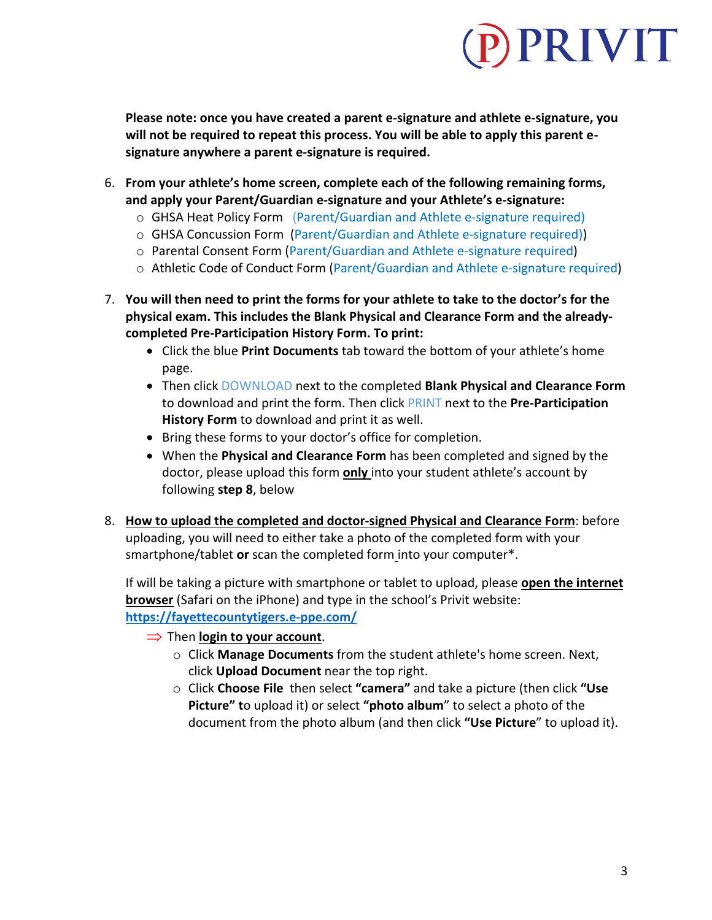**Please note: once you have created a parent e-signature and athlete e-signature, you will not be required to repeat this process. You will be able to apply this parent e-signature anywhere a parent e-signature is required.**

6. **From your athlete's home screen, complete each of the following remaining forms, and apply your Parent/Guardian e-signature and your Athlete's e-signature:**
   - GHSA Heat Policy Form (Parent/Guardian and Athlete e-signature required)
   - GHSA Concussion Form (Parent/Guardian and Athlete e-signature required))
   - Parental Consent Form (Parent/Guardian and Athlete e-signature required)
   - Athletic Code of Conduct Form (Parent/Guardian and Athlete e-signature required)

7. **You will then need to print the forms for your athlete to take to the doctor's for the physical exam. This includes the Blank Physical and Clearance Form and the already-completed Pre-Participation History Form. To print:**
   - Click the blue **Print Documents** tab toward the bottom of your athlete's home page.
   - Then click DOWNLOAD next to the completed **Blank Physical and Clearance Form** to download and print the form. Then click PRINT next to the **Pre-Participation History Form** to download and print it as well.
   - Bring these forms to your doctor's office for completion.
   - When the **Physical and Clearance Form** has been completed and signed by the doctor, please upload this form **only** into your student athlete's account by following **step 8**, below

8. **How to upload the completed and doctor-signed Physical and Clearance Form**: before uploading, you will need to either take a photo of the completed form with your smartphone/tablet **or** scan the completed form into your computer*.

   If will be taking a picture with smartphone or tablet to upload, please **open the internet browser** (Safari on the iPhone) and type in the school's Privit website: **https://fayettecountytigers.e-ppe.com/**

   ⇒ Then **login to your account**.
   - Click **Manage Documents** from the student athlete's home screen. Next, click **Upload Document** near the top right.
   - Click **Choose File** then select **"camera"** and take a picture (then click **"Use Picture" t**o upload it) or select **"photo album"** to select a photo of the document from the photo album (and then click **"Use Picture"** to upload it).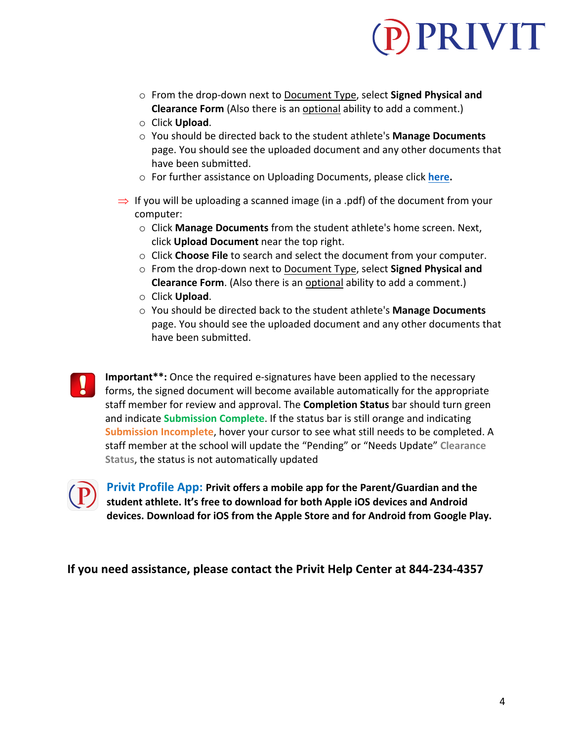- From the drop-down next to Document Type, select **Signed Physical and Clearance Form** (Also there is an optional ability to add a comment.)
- Click **Upload**.
- You should be directed back to the student athlete's **Manage Documents** page. You should see the uploaded document and any other documents that have been submitted.
- For further assistance on Uploading Documents, please click **here.**

⇒ If you will be uploading a scanned image (in a .pdf) of the document from your computer:

- Click **Manage Documents** from the student athlete's home screen. Next, click **Upload Document** near the top right.
- Click **Choose File** to search and select the document from your computer.
- From the drop-down next to Document Type, select **Signed Physical and Clearance Form**. (Also there is an optional ability to add a comment.)
- Click **Upload**.
- You should be directed back to the student athlete's **Manage Documents** page. You should see the uploaded document and any other documents that have been submitted.

**Important**:** Once the required e-signatures have been applied to the necessary forms, the signed document will become available automatically for the appropriate staff member for review and approval. The **Completion Status** bar should turn green and indicate **Submission Complete**. If the status bar is still orange and indicating **Submission Incomplete**, hover your cursor to see what still needs to be completed. A staff member at the school will update the "Pending" or "Needs Update" **Clearance Status**, the status is not automatically updated

**Privit Profile App: Privit offers a mobile app for the Parent/Guardian and the student athlete. It's free to download for both Apple iOS devices and Android devices. Download for iOS from the Apple Store and for Android from Google Play.**

**If you need assistance, please contact the Privit Help Center at 844-234-4357**